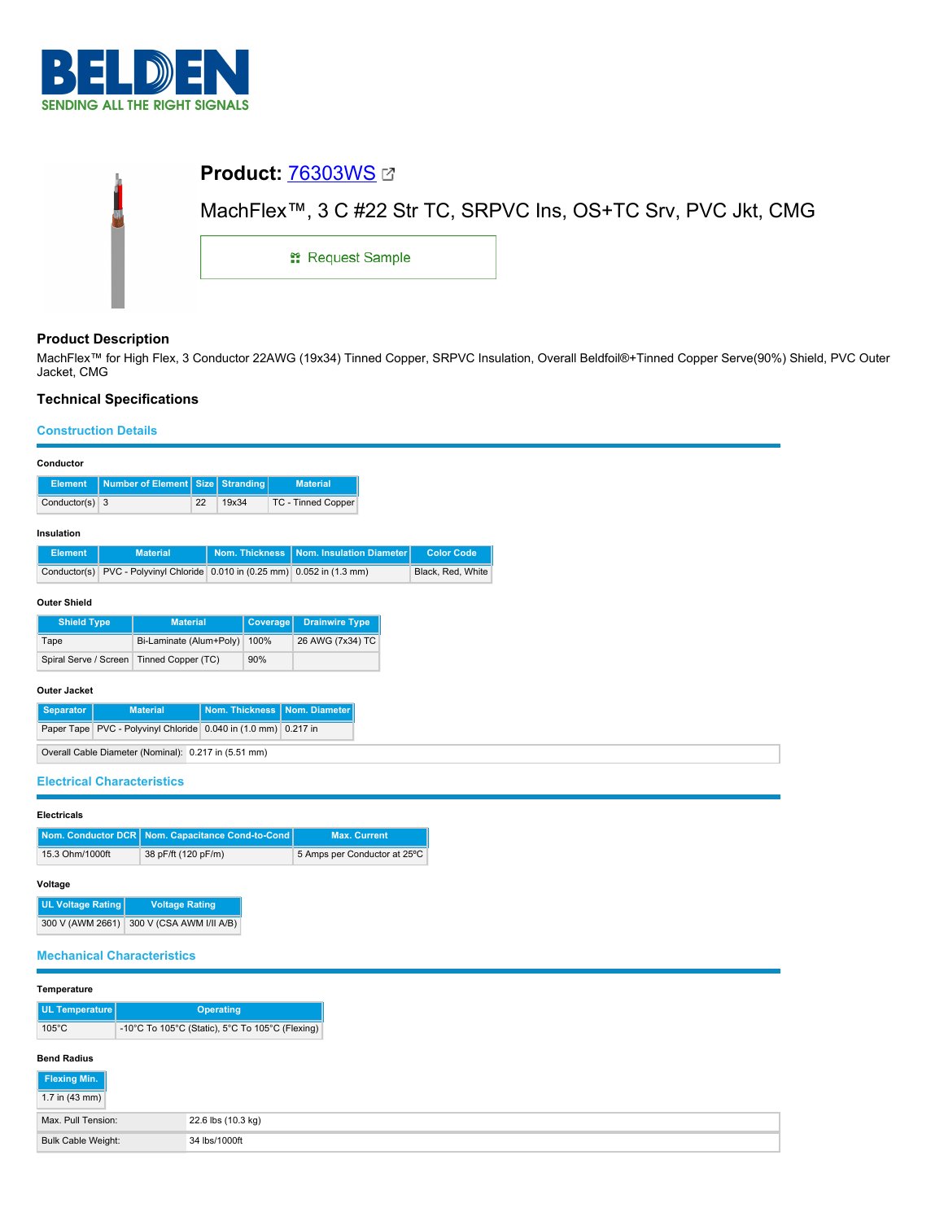# Product: 76303WS

MachFlex™, 3 C #22 Str TC, SRPVC Ins, OS+TC Srv, PVC Jkt, CMG

Request Sample

## Product Description

MachFlex™ for High Flex, 3 Conductor 22AWG (19x34) Tinned Copper, SRPVC Insulation, Overall Beldfoil®+Tinned Copper Serve(90%) Shield, PVC Outer Jacket, CMG

## Technical Specifications

### Construction Details

**Conductor**

| Element | Number of Element | Size | Stranding | Material |
|---|---|---|---|---|
| Conductor(s) | 3 | 22 | 19x34 | TC - Tinned Copper |

**Insulation**

| Element | Material | Nom. Thickness | Nom. Insulation Diameter | Color Code |
|---|---|---|---|---|
| Conductor(s) | PVC - Polyvinyl Chloride | 0.010 in (0.25 mm) | 0.052 in (1.3 mm) | Black, Red, White |

**Outer Shield**

| Shield Type | Material | Coverage | Drainwire Type |
|---|---|---|---|
| Tape | Bi-Laminate (Alum+Poly) | 100% | 26 AWG (7x34) TC |
| Spiral Serve / Screen | Tinned Copper (TC) | 90% | |

**Outer Jacket**

| Separator | Material | Nom. Thickness | Nom. Diameter |
|---|---|---|---|
| Paper Tape | PVC - Polyvinyl Chloride | 0.040 in (1.0 mm) | 0.217 in |

| | |
|---|---|
| Overall Cable Diameter (Nominal): | 0.217 in (5.51 mm) |

### Electrical Characteristics

**Electricals**

| Nom. Conductor DCR | Nom. Capacitance Cond-to-Cond | Max. Current |
|---|---|---|
| 15.3 Ohm/1000ft | 38 pF/ft (120 pF/m) | 5 Amps per Conductor at 25°C |

**Voltage**

| UL Voltage Rating | Voltage Rating |
|---|---|
| 300 V (AWM 2661) | 300 V (CSA AWM I/II A/B) |

### Mechanical Characteristics

**Temperature**

| UL Temperature | Operating |
|---|---|
| 105°C | -10°C To 105°C (Static), 5°C To 105°C (Flexing) |

**Bend Radius**

| Flexing Min. |
|---|
| 1.7 in (43 mm) |

| | |
|---|---|
| Max. Pull Tension: | 22.6 lbs (10.3 kg) |
| Bulk Cable Weight: | 34 lbs/1000ft |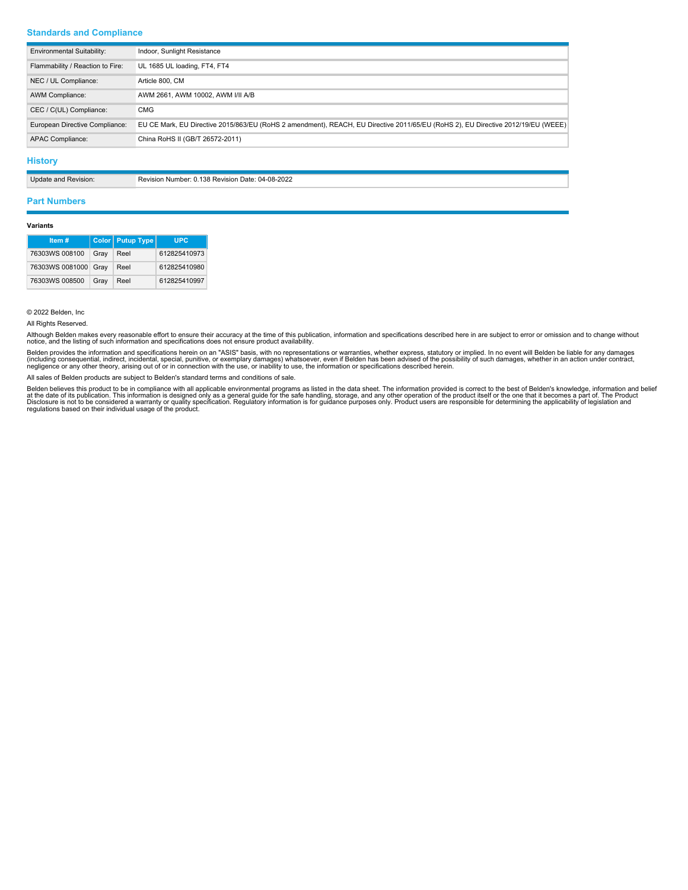## Standards and Compliance

| | |
|---|---|
| Environmental Suitability: | Indoor, Sunlight Resistance |
| Flammability / Reaction to Fire: | UL 1685 UL loading, FT4, FT4 |
| NEC / UL Compliance: | Article 800, CM |
| AWM Compliance: | AWM 2661, AWM 10002, AWM I/II A/B |
| CEC / C(UL) Compliance: | CMG |
| European Directive Compliance: | EU CE Mark, EU Directive 2015/863/EU (RoHS 2 amendment), REACH, EU Directive 2011/65/EU (RoHS 2), EU Directive 2012/19/EU (WEEE) |
| APAC Compliance: | China RoHS II (GB/T 26572-2011) |

## History

| | |
|---|---|
| Update and Revision: | Revision Number: 0.138 Revision Date: 04-08-2022 |

## Part Numbers

**Variants**

| Item # | Color | Putup Type | UPC |
|---|---|---|---|
| 76303WS 008100 | Gray | Reel | 612825410973 |
| 76303WS 0081000 | Gray | Reel | 612825410980 |
| 76303WS 008500 | Gray | Reel | 612825410997 |

© 2022 Belden, Inc

All Rights Reserved.

Although Belden makes every reasonable effort to ensure their accuracy at the time of this publication, information and specifications described here in are subject to error or omission and to change without notice, and the listing of such information and specifications does not ensure product availability.

Belden provides the information and specifications herein on an "ASIS" basis, with no representations or warranties, whether express, statutory or implied. In no event will Belden be liable for any damages (including consequential, indirect, incidental, special, punitive, or exemplary damages) whatsoever, even if Belden has been advised of the possibility of such damages, whether in an action under contract, negligence or any other theory, arising out of or in connection with the use, or inability to use, the information or specifications described herein.

All sales of Belden products are subject to Belden's standard terms and conditions of sale.

Belden believes this product to be in compliance with all applicable environmental programs as listed in the data sheet. The information provided is correct to the best of Belden's knowledge, information and belief at the date of its publication. This information is designed only as a general guide for the safe handling, storage, and any other operation of the product itself or the one that it becomes a part of. The Product Disclosure is not to be considered a warranty or quality specification. Regulatory information is for guidance purposes only. Product users are responsible for determining the applicability of legislation and regulations based on their individual usage of the product.